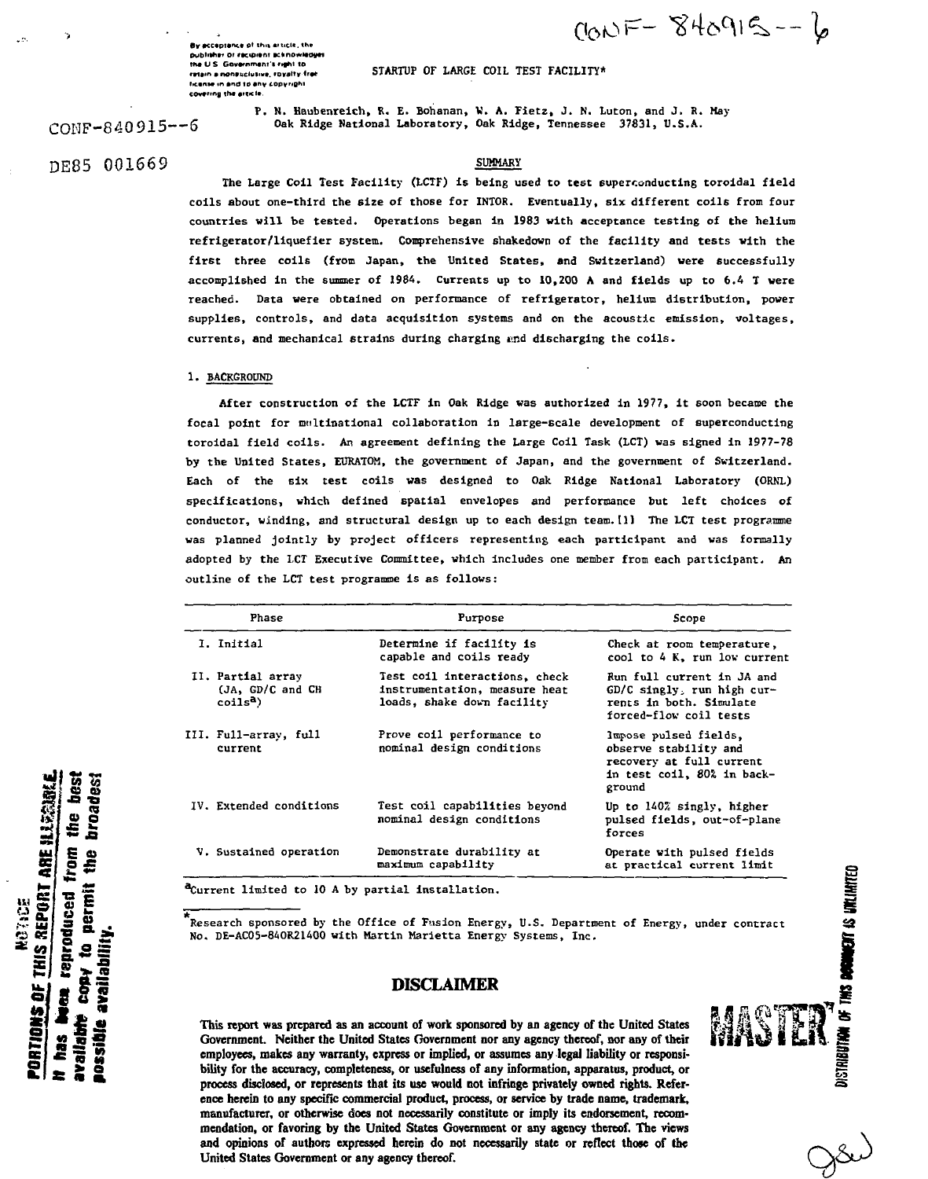CONF-840915--6

By acceptance of this article, the publisher or recipient acknowledges the U.S. Government's right to retain a nonexclusive, royalty free license in and to any copyright covering the article.

CONF-840915--6

DE85 001669

# STARTUP OF LARGE COIL TEST FACILITY*

P. N. Haubenreich, R. E. Bohanan, W. A. Fietz, J. N. Luton, and J. R. May
Oak Ridge National Laboratory, Oak Ridge, Tennessee 37831, U.S.A.

## SUMMARY

The Large Coil Test Facility (LCTF) is being used to test superconducting toroidal field coils about one-third the size of those for INTOR. Eventually, six different coils from four countries will be tested. Operations began in 1983 with acceptance testing of the helium refrigerator/liquefier system. Comprehensive shakedown of the facility and tests with the first three coils (from Japan, the United States, and Switzerland) were successfully accomplished in the summer of 1984. Currents up to 10,200 A and fields up to 6.4 T were reached. Data were obtained on performance of refrigerator, helium distribution, power supplies, controls, and data acquisition systems and on the acoustic emission, voltages, currents, and mechanical strains during charging and discharging the coils.

## 1. BACKGROUND

After construction of the LCTF in Oak Ridge was authorized in 1977, it soon became the focal point for multinational collaboration in large-scale development of superconducting toroidal field coils. An agreement defining the Large Coil Task (LCT) was signed in 1977-78 by the United States, EURATOM, the government of Japan, and the government of Switzerland. Each of the six test coils was designed to Oak Ridge National Laboratory (ORNL) specifications, which defined spatial envelopes and performance but left choices of conductor, winding, and structural design up to each design team.[1] The LCT test programme was planned jointly by project officers representing each participant and was formally adopted by the LCT Executive Committee, which includes one member from each participant. An outline of the LCT test programme is as follows:

| Phase | Purpose | Scope |
|---|---|---|
| I. Initial | Determine if facility is capable and coils ready | Check at room temperature, cool to 4 K, run low current |
| II. Partial array (JA, GD/C and CH coils[a]) | Test coil interactions, check instrumentation, measure heat loads, shake down facility | Run full current in JA and GD/C singly, run high currents in both. Simulate forced-flow coil tests |
| III. Full-array, full current | Prove coil performance to nominal design conditions | Impose pulsed fields, observe stability and recovery at full current in test coil, 80% in background |
| IV. Extended conditions | Test coil capabilities beyond nominal design conditions | Up to 140% singly, higher pulsed fields, out-of-plane forces |
| V. Sustained operation | Demonstrate durability at maximum capability | Operate with pulsed fields at practical current limit |

[a]Current limited to 10 A by partial installation.

*Research sponsored by the Office of Fusion Energy, U.S. Department of Energy, under contract No. DE-AC05-84OR21400 with Martin Marietta Energy Systems, Inc.

## DISCLAIMER

This report was prepared as an account of work sponsored by an agency of the United States Government. Neither the United States Government nor any agency thereof, nor any of their employees, makes any warranty, express or implied, or assumes any legal liability or responsibility for the accuracy, completeness, or usefulness of any information, apparatus, product, or process disclosed, or represents that its use would not infringe privately owned rights. Reference herein to any specific commercial product, process, or service by trade name, trademark, manufacturer, or otherwise does not necessarily constitute or imply its endorsement, recommendation, or favoring by the United States Government or any agency thereof. The views and opinions of authors expressed herein do not necessarily state or reflect those of the United States Government or any agency thereof.

NOTICE
PORTIONS OF THIS REPORT ARE ILLEGIBLE.
It has been reproduced from the best available copy to permit the broadest possible availability.

MASTER

DISTRIBUTION OF THIS DOCUMENT IS UNLIMITED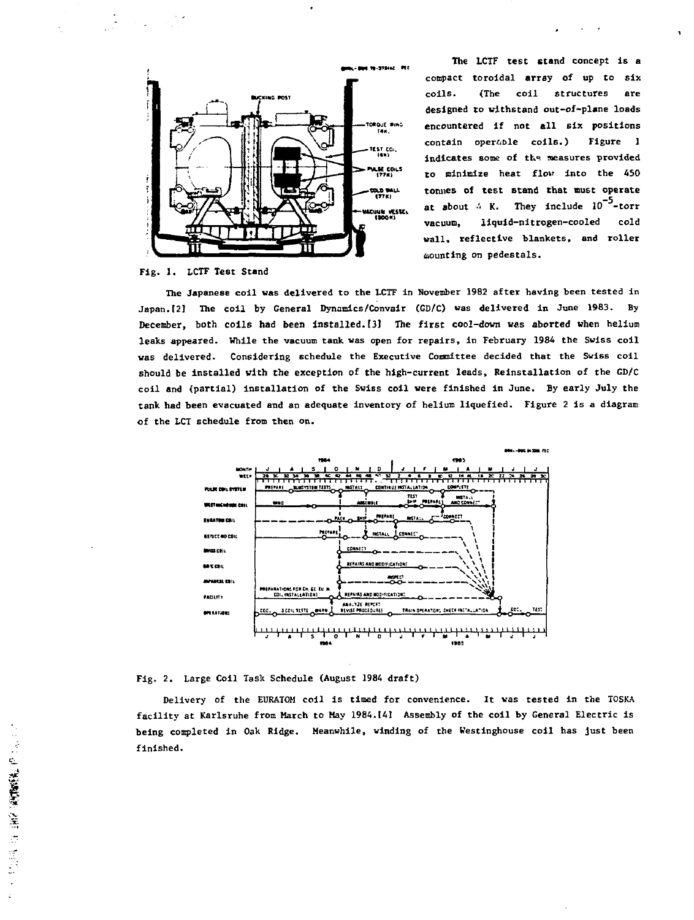The LCTF test stand concept is a compact toroidal array of up to six coils. (The coil structures are designed to withstand out-of-plane loads encountered if not all six positions contain operable coils.) Figure 1 indicates some of the measures provided to minimize heat flow into the 450 tonnes of test stand that must operate at about 4 K. They include $10^{-5}$-torr vacuum, liquid-nitrogen-cooled cold wall, reflective blankets, and roller mounting on pedestals.

Fig. 1. LCTF Test Stand

The Japanese coil was delivered to the LCTF in November 1982 after having been tested in Japan.[2] The coil by General Dynamics/Convair (GD/C) was delivered in June 1983. By December, both coils had been installed.[3] The first cool-down was aborted when helium leaks appeared. While the vacuum tank was open for repairs, in February 1984 the Swiss coil was delivered. Considering schedule the Executive Committee decided that the Swiss coil should be installed with the exception of the high-current leads. Reinstallation of the GD/C coil and (partial) installation of the Swiss coil were finished in June. By early July the tank had been evacuated and an adequate inventory of helium liquefied. Figure 2 is a diagram of the LCT schedule from then on.

Fig. 2. Large Coil Task Schedule (August 1984 draft)

Delivery of the EURATOM coil is timed for convenience. It was tested in the TOSKA facility at Karlsruhe from March to May 1984.[4] Assembly of the coil by General Electric is being completed in Oak Ridge. Meanwhile, winding of the Westinghouse coil has just been finished.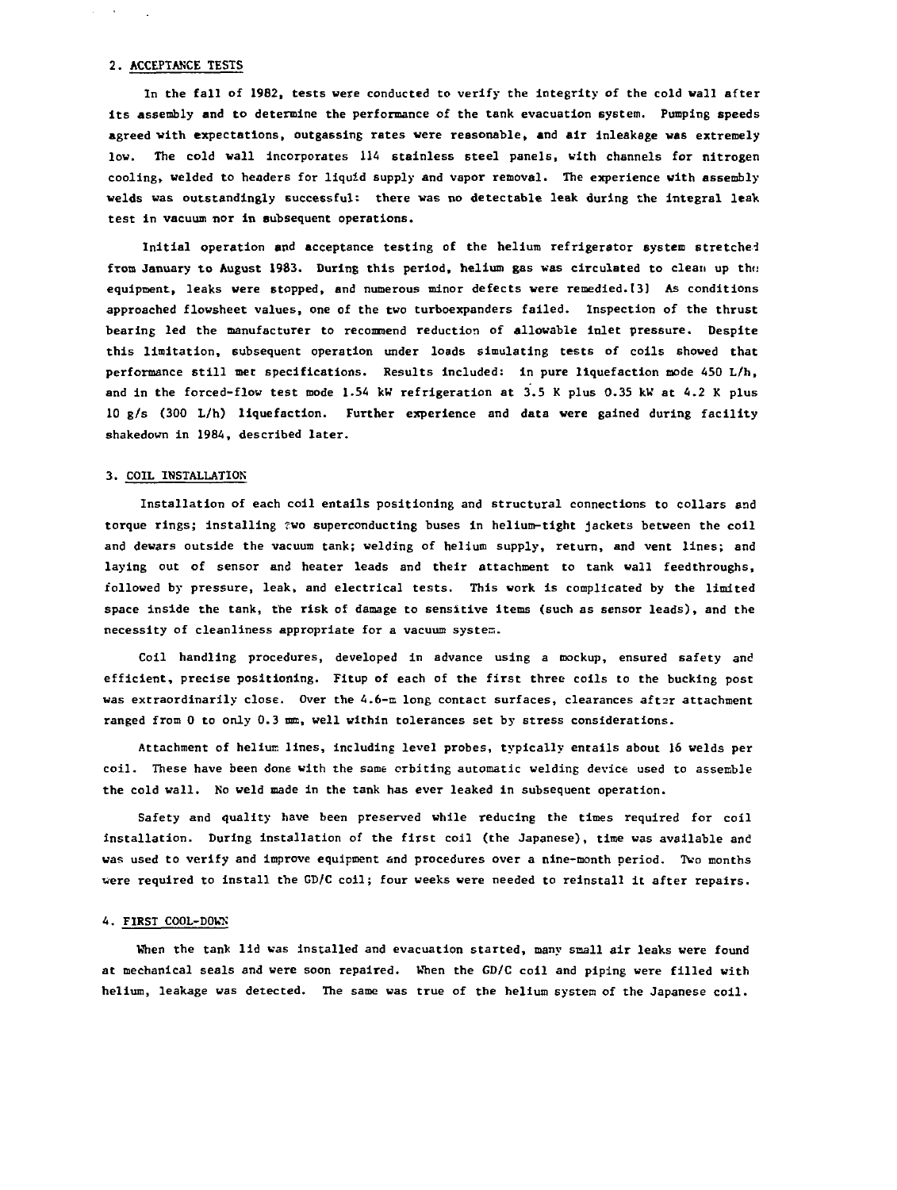## 2. ACCEPTANCE TESTS

In the fall of 1982, tests were conducted to verify the integrity of the cold wall after its assembly and to determine the performance of the tank evacuation system. Pumping speeds agreed with expectations, outgassing rates were reasonable, and air inleakage was extremely low. The cold wall incorporates 114 stainless steel panels, with channels for nitrogen cooling, welded to headers for liquid supply and vapor removal. The experience with assembly welds was outstandingly successful: there was no detectable leak during the integral leak test in vacuum nor in subsequent operations.

Initial operation and acceptance testing of the helium refrigerator system stretched from January to August 1983. During this period, helium gas was circulated to clean up the equipment, leaks were stopped, and numerous minor defects were remedied.[3] As conditions approached flowsheet values, one of the two turboexpanders failed. Inspection of the thrust bearing led the manufacturer to recommend reduction of allowable inlet pressure. Despite this limitation, subsequent operation under loads simulating tests of coils showed that performance still met specifications. Results included: in pure liquefaction mode 450 L/h, and in the forced-flow test mode 1.54 kW refrigeration at 3.5 K plus 0.35 kW at 4.2 K plus 10 g/s (300 L/h) liquefaction. Further experience and data were gained during facility shakedown in 1984, described later.

## 3. COIL INSTALLATION

Installation of each coil entails positioning and structural connections to collars and torque rings; installing two superconducting buses in helium-tight jackets between the coil and dewars outside the vacuum tank; welding of helium supply, return, and vent lines; and laying out of sensor and heater leads and their attachment to tank wall feedthroughs, followed by pressure, leak, and electrical tests. This work is complicated by the limited space inside the tank, the risk of damage to sensitive items (such as sensor leads), and the necessity of cleanliness appropriate for a vacuum system.

Coil handling procedures, developed in advance using a mockup, ensured safety and efficient, precise positioning. Fitup of each of the first three coils to the bucking post was extraordinarily close. Over the 4.6-m long contact surfaces, clearances after attachment ranged from 0 to only 0.3 mm, well within tolerances set by stress considerations.

Attachment of helium lines, including level probes, typically entails about 16 welds per coil. These have been done with the same orbiting automatic welding device used to assemble the cold wall. No weld made in the tank has ever leaked in subsequent operation.

Safety and quality have been preserved while reducing the times required for coil installation. During installation of the first coil (the Japanese), time was available and was used to verify and improve equipment and procedures over a nine-month period. Two months were required to install the GD/C coil; four weeks were needed to reinstall it after repairs.

## 4. FIRST COOL-DOWN

When the tank lid was installed and evacuation started, many small air leaks were found at mechanical seals and were soon repaired. When the GD/C coil and piping were filled with helium, leakage was detected. The same was true of the helium system of the Japanese coil.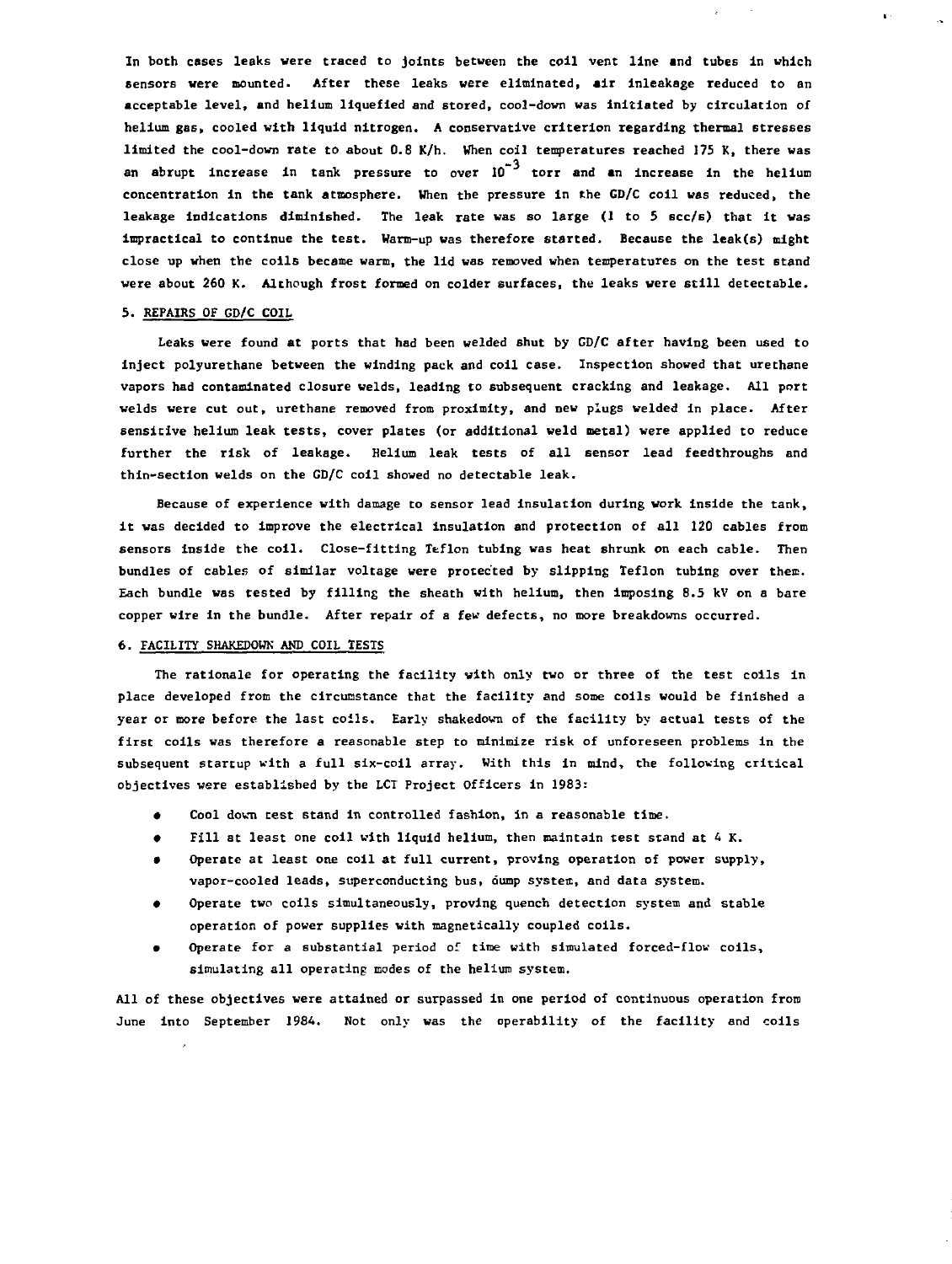In both cases leaks were traced to joints between the coil vent line and tubes in which sensors were mounted. After these leaks were eliminated, air inleakage reduced to an acceptable level, and helium liquefied and stored, cool-down was initiated by circulation of helium gas, cooled with liquid nitrogen. A conservative criterion regarding thermal stresses limited the cool-down rate to about 0.8 K/h. When coil temperatures reached 175 K, there was an abrupt increase in tank pressure to over $10^{-3}$ torr and an increase in the helium concentration in the tank atmosphere. When the pressure in the GD/C coil was reduced, the leakage indications diminished. The leak rate was so large (1 to 5 scc/s) that it was impractical to continue the test. Warm-up was therefore started. Because the leak(s) might close up when the coils became warm, the lid was removed when temperatures on the test stand were about 260 K. Although frost formed on colder surfaces, the leaks were still detectable.

## 5. REPAIRS OF GD/C COIL

Leaks were found at ports that had been welded shut by GD/C after having been used to inject polyurethane between the winding pack and coil case. Inspection showed that urethane vapors had contaminated closure welds, leading to subsequent cracking and leakage. All port welds were cut out, urethane removed from proximity, and new plugs welded in place. After sensitive helium leak tests, cover plates (or additional weld metal) were applied to reduce further the risk of leakage. Helium leak tests of all sensor lead feedthroughs and thin-section welds on the GD/C coil showed no detectable leak.

Because of experience with damage to sensor lead insulation during work inside the tank, it was decided to improve the electrical insulation and protection of all 120 cables from sensors inside the coil. Close-fitting Teflon tubing was heat shrunk on each cable. Then bundles of cables of similar voltage were protected by slipping Teflon tubing over them. Each bundle was tested by filling the sheath with helium, then imposing 8.5 kV on a bare copper wire in the bundle. After repair of a few defects, no more breakdowns occurred.

## 6. FACILITY SHAKEDOWN AND COIL TESTS

The rationale for operating the facility with only two or three of the test coils in place developed from the circumstance that the facility and some coils would be finished a year or more before the last coils. Early shakedown of the facility by actual tests of the first coils was therefore a reasonable step to minimize risk of unforeseen problems in the subsequent startup with a full six-coil array. With this in mind, the following critical objectives were established by the LCT Project Officers in 1983:

- Cool down test stand in controlled fashion, in a reasonable time.
- Fill at least one coil with liquid helium, then maintain test stand at 4 K.
- Operate at least one coil at full current, proving operation of power supply, vapor-cooled leads, superconducting bus, dump system, and data system.
- Operate two coils simultaneously, proving quench detection system and stable operation of power supplies with magnetically coupled coils.
- Operate for a substantial period of time with simulated forced-flow coils, simulating all operating modes of the helium system.

All of these objectives were attained or surpassed in one period of continuous operation from June into September 1984. Not only was the operability of the facility and coils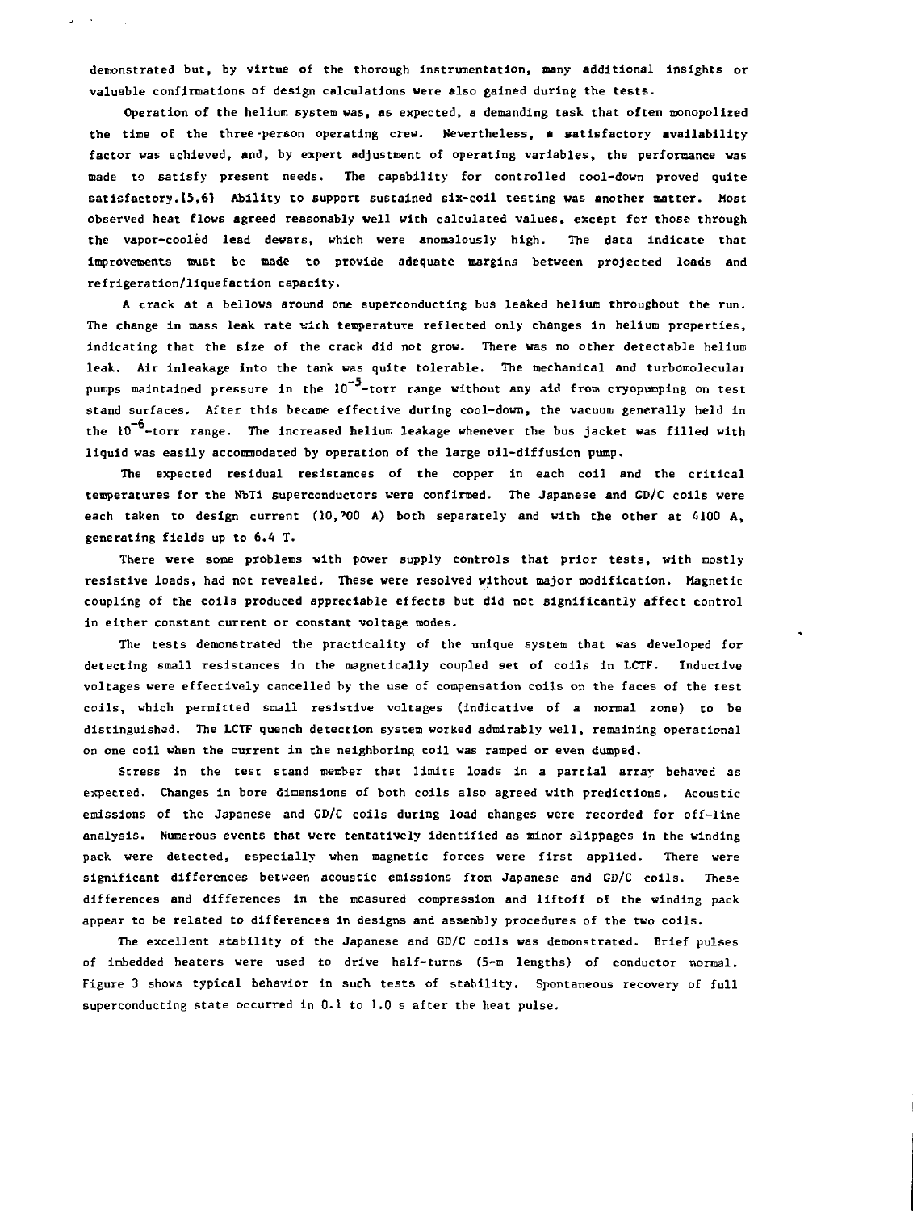demonstrated but, by virtue of the thorough instrumentation, many additional insights or valuable confirmations of design calculations were also gained during the tests.

Operation of the helium system was, as expected, a demanding task that often monopolized the time of the three-person operating crew. Nevertheless, a satisfactory availability factor was achieved, and, by expert adjustment of operating variables, the performance was made to satisfy present needs. The capability for controlled cool-down proved quite satisfactory.[5,6] Ability to support sustained six-coil testing was another matter. Most observed heat flows agreed reasonably well with calculated values, except for those through the vapor-cooled lead dewars, which were anomalously high. The data indicate that improvements must be made to provide adequate margins between projected loads and refrigeration/liquefaction capacity.

A crack at a bellows around one superconducting bus leaked helium throughout the run. The change in mass leak rate with temperature reflected only changes in helium properties, indicating that the size of the crack did not grow. There was no other detectable helium leak. Air inleakage into the tank was quite tolerable. The mechanical and turbomolecular pumps maintained pressure in the $10^{-5}$-torr range without any aid from cryopumping on test stand surfaces. After this became effective during cool-down, the vacuum generally held in the $10^{-6}$-torr range. The increased helium leakage whenever the bus jacket was filled with liquid was easily accommodated by operation of the large oil-diffusion pump.

The expected residual resistances of the copper in each coil and the critical temperatures for the NbTi superconductors were confirmed. The Japanese and GD/C coils were each taken to design current (10,200 A) both separately and with the other at 4100 A, generating fields up to 6.4 T.

There were some problems with power supply controls that prior tests, with mostly resistive loads, had not revealed. These were resolved without major modification. Magnetic coupling of the coils produced appreciable effects but did not significantly affect control in either constant current or constant voltage modes.

The tests demonstrated the practicality of the unique system that was developed for detecting small resistances in the magnetically coupled set of coils in LCTF. Inductive voltages were effectively cancelled by the use of compensation coils on the faces of the test coils, which permitted small resistive voltages (indicative of a normal zone) to be distinguished. The LCTF quench detection system worked admirably well, remaining operational on one coil when the current in the neighboring coil was ramped or even dumped.

Stress in the test stand member that limits loads in a partial array behaved as expected. Changes in bore dimensions of both coils also agreed with predictions. Acoustic emissions of the Japanese and GD/C coils during load changes were recorded for off-line analysis. Numerous events that were tentatively identified as minor slippages in the winding pack were detected, especially when magnetic forces were first applied. There were significant differences between acoustic emissions from Japanese and GD/C coils. These differences and differences in the measured compression and liftoff of the winding pack appear to be related to differences in designs and assembly procedures of the two coils.

The excellent stability of the Japanese and GD/C coils was demonstrated. Brief pulses of imbedded heaters were used to drive half-turns (5-m lengths) of conductor normal. Figure 3 shows typical behavior in such tests of stability. Spontaneous recovery of full superconducting state occurred in 0.1 to 1.0 s after the heat pulse.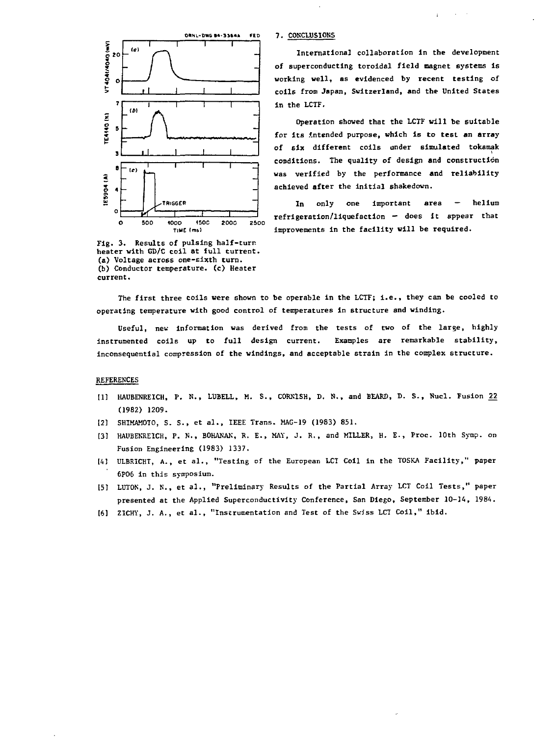ORNL-DWG 84-3364A FED

(a)
VT4041/4040 (mV)
20
0

(b)
TE4140 (K)
7
5
3

(c)
IE5904 (A)
8
4
0
TRIGGER

0 500 1000 1500 2000 2500
TIME (ms)

Fig. 3. Results of pulsing half-turn heater with GD/C coil at full current. (a) Voltage across one-sixth turn. (b) Conductor temperature. (c) Heater current.

## 7. CONCLUSIONS

International collaboration in the development of superconducting toroidal field magnet systems is working well, as evidenced by recent testing of coils from Japan, Switzerland, and the United States in the LCTF.

Operation showed that the LCTF will be suitable for its intended purpose, which is to test an array of six different coils under simulated tokamak conditions. The quality of design and construction was verified by the performance and reliability achieved after the initial shakedown.

In only one important area — helium refrigeration/liquefaction — does it appear that improvements in the facility will be required.

The first three coils were shown to be operable in the LCTF; i.e., they can be cooled to operating temperature with good control of temperatures in structure and winding.

Useful, new information was derived from the tests of two of the large, highly instrumented coils up to full design current. Examples are remarkable stability, inconsequential compression of the windings, and acceptable strain in the complex structure.

## REFERENCES

[1] HAUBENREICH, P. N., LUBELL, M. S., CORNISH, D. N., and BEARD, D. S., Nucl. Fusion 22 (1982) 1209.

[2] SHIMAMOTO, S. S., et al., IEEE Trans. MAG-19 (1983) 851.

[3] HAUBENREICH, P. N., BOHANAN, R. E., MAY, J. R., and MILLER, H. E., Proc. 10th Symp. on Fusion Engineering (1983) 1337.

[4] ULBRICHT, A., et al., "Testing of the European LCT Coil in the TOSKA Facility," paper 6P06 in this symposium.

[5] LUTON, J. N., et al., "Preliminary Results of the Partial Array LCT Coil Tests," paper presented at the Applied Superconductivity Conference, San Diego, September 10-14, 1984.

[6] ZICHY, J. A., et al., "Instrumentation and Test of the Swiss LCT Coil," ibid.